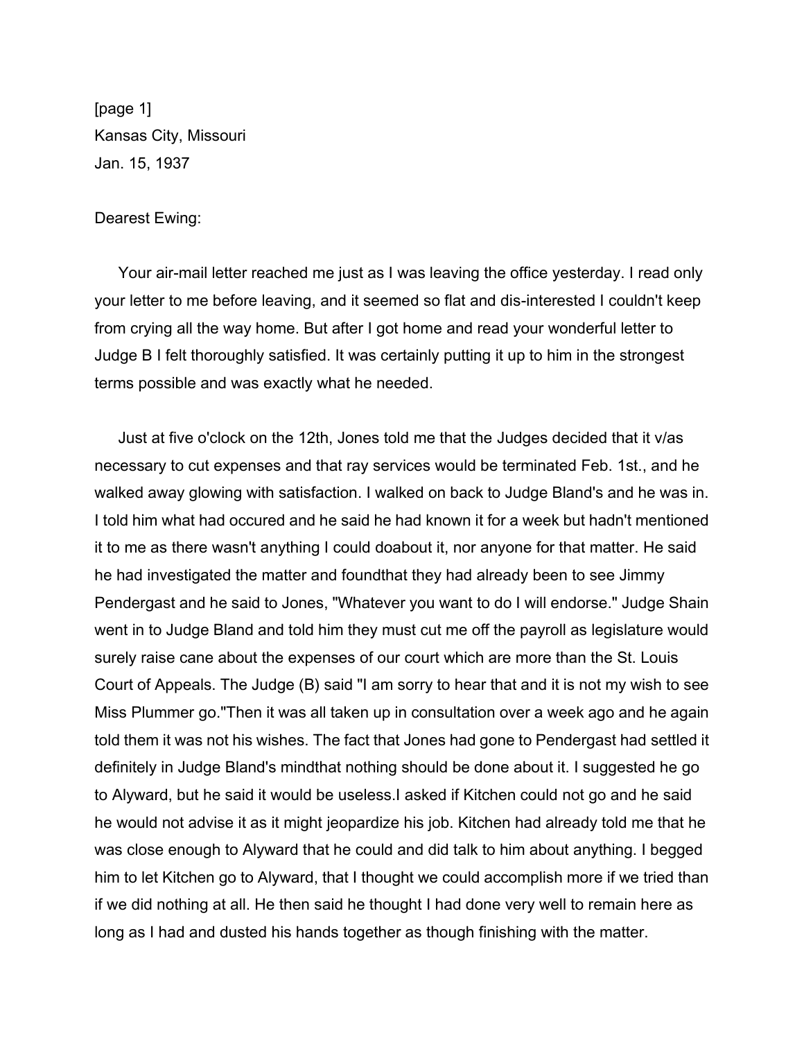[page 1]
Kansas City, Missouri
Jan. 15, 1937

Dearest Ewing:

Your air-mail letter reached me just as I was leaving the office yesterday. I read only your letter to me before leaving, and it seemed so flat and dis-interested I couldn't keep from crying all the way home. But after I got home and read your wonderful letter to Judge B I felt thoroughly satisfied. It was certainly putting it up to him in the strongest terms possible and was exactly what he needed.

Just at five o'clock on the 12th, Jones told me that the Judges decided that it v/as necessary to cut expenses and that ray services would be terminated Feb. 1st., and he walked away glowing with satisfaction. I walked on back to Judge Bland's and he was in. I told him what had occured and he said he had known it for a week but hadn't mentioned it to me as there wasn't anything I could doabout it, nor anyone for that matter. He said he had investigated the matter and foundthat they had already been to see Jimmy Pendergast and he said to Jones, "Whatever you want to do I will endorse." Judge Shain went in to Judge Bland and told him they must cut me off the payroll as legislature would surely raise cane about the expenses of our court which are more than the St. Louis Court of Appeals. The Judge (B) said "I am sorry to hear that and it is not my wish to see Miss Plummer go."Then it was all taken up in consultation over a week ago and he again told them it was not his wishes. The fact that Jones had gone to Pendergast had settled it definitely in Judge Bland's mindthat nothing should be done about it. I suggested he go to Alyward, but he said it would be useless.I asked if Kitchen could not go and he said he would not advise it as it might jeopardize his job. Kitchen had already told me that he was close enough to Alyward that he could and did talk to him about anything. I begged him to let Kitchen go to Alyward, that I thought we could accomplish more if we tried than if we did nothing at all. He then said he thought I had done very well to remain here as long as I had and dusted his hands together as though finishing with the matter.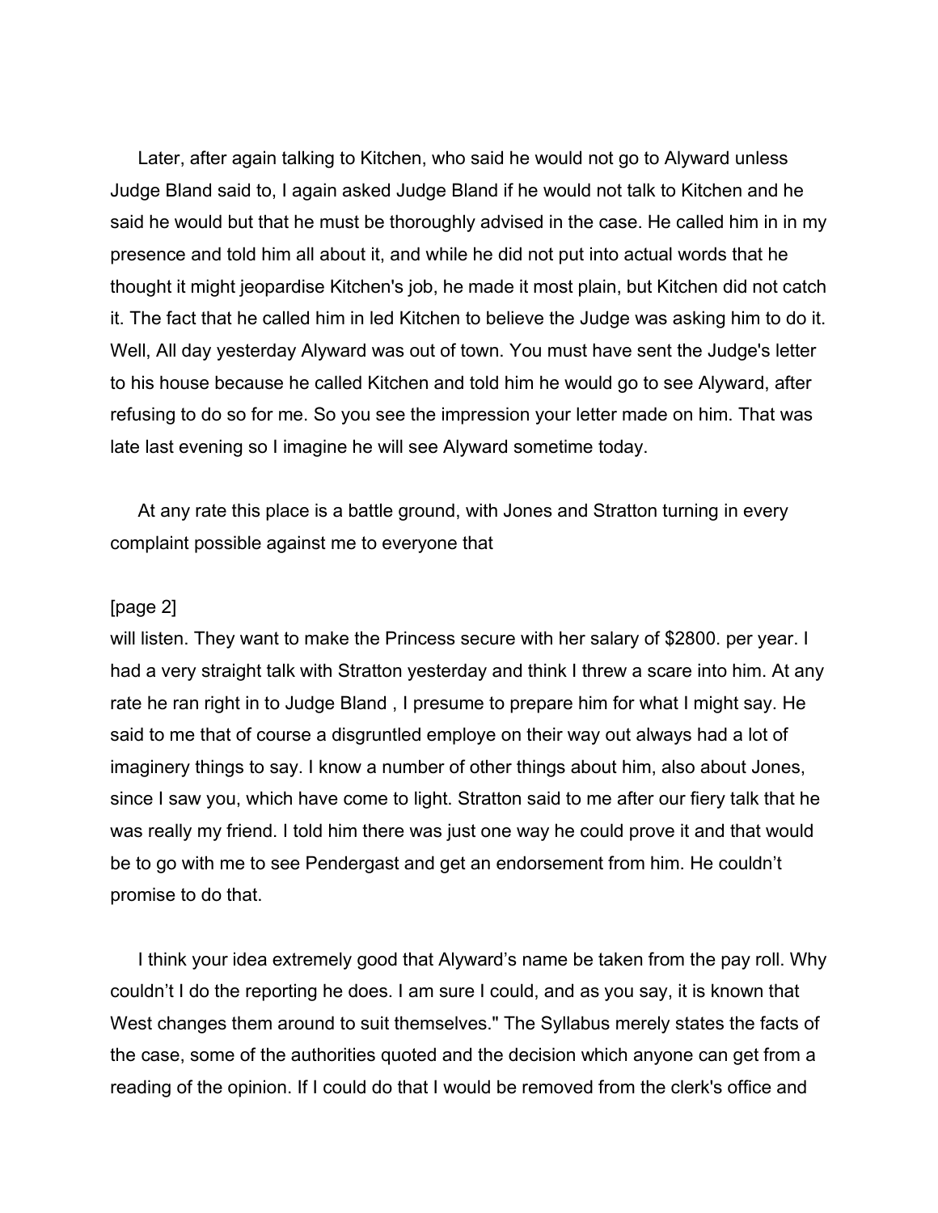Later, after again talking to Kitchen, who said he would not go to Alyward unless Judge Bland said to, I again asked Judge Bland if he would not talk to Kitchen and he said he would but that he must be thoroughly advised in the case. He called him in in my presence and told him all about it, and while he did not put into actual words that he thought it might jeopardise Kitchen's job, he made it most plain, but Kitchen did not catch it. The fact that he called him in led Kitchen to believe the Judge was asking him to do it. Well, All day yesterday Alyward was out of town. You must have sent the Judge's letter to his house because he called Kitchen and told him he would go to see Alyward, after refusing to do so for me. So you see the impression your letter made on him. That was late last evening so I imagine he will see Alyward sometime today.

At any rate this place is a battle ground, with Jones and Stratton turning in every complaint possible against me to everyone that

[page 2]
will listen. They want to make the Princess secure with her salary of $2800. per year. I had a very straight talk with Stratton yesterday and think I threw a scare into him. At any rate he ran right in to Judge Bland , I presume to prepare him for what I might say. He said to me that of course a disgruntled employe on their way out always had a lot of imaginery things to say. I know a number of other things about him, also about Jones, since I saw you, which have come to light. Stratton said to me after our fiery talk that he was really my friend. I told him there was just one way he could prove it and that would be to go with me to see Pendergast and get an endorsement from him. He couldn't promise to do that.

I think your idea extremely good that Alyward's name be taken from the pay roll. Why couldn't I do the reporting he does. I am sure I could, and as you say, it is known that West changes them around to suit themselves." The Syllabus merely states the facts of the case, some of the authorities quoted and the decision which anyone can get from a reading of the opinion. If I could do that I would be removed from the clerk's office and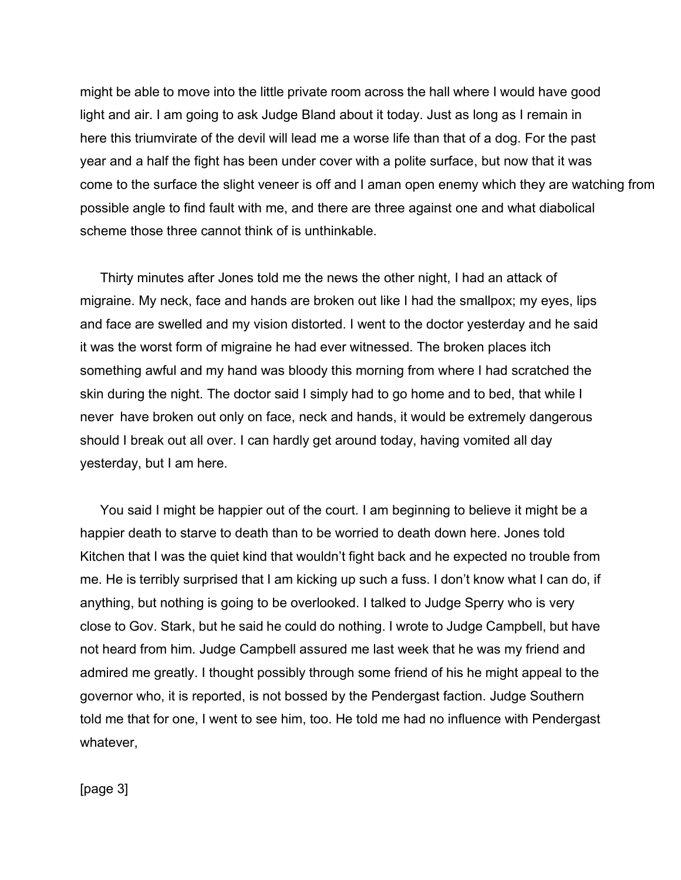might be able to move into the little private room across the hall where I would have good light and air. I am going to ask Judge Bland about it today. Just as long as I remain in here this triumvirate of the devil will lead me a worse life than that of a dog. For the past year and a half the fight has been under cover with a polite surface, but now that it was come to the surface the slight veneer is off and I aman open enemy which they are watching from possible angle to find fault with me, and there are three against one and what diabolical scheme those three cannot think of is unthinkable.

Thirty minutes after Jones told me the news the other night, I had an attack of migraine. My neck, face and hands are broken out like I had the smallpox; my eyes, lips and face are swelled and my vision distorted. I went to the doctor yesterday and he said it was the worst form of migraine he had ever witnessed. The broken places itch something awful and my hand was bloody this morning from where I had scratched the skin during the night. The doctor said I simply had to go home and to bed, that while I never have broken out only on face, neck and hands, it would be extremely dangerous should I break out all over. I can hardly get around today, having vomited all day yesterday, but I am here.

You said I might be happier out of the court. I am beginning to believe it might be a happier death to starve to death than to be worried to death down here. Jones told Kitchen that I was the quiet kind that wouldn't fight back and he expected no trouble from me. He is terribly surprised that I am kicking up such a fuss. I don't know what I can do, if anything, but nothing is going to be overlooked. I talked to Judge Sperry who is very close to Gov. Stark, but he said he could do nothing. I wrote to Judge Campbell, but have not heard from him. Judge Campbell assured me last week that he was my friend and admired me greatly. I thought possibly through some friend of his he might appeal to the governor who, it is reported, is not bossed by the Pendergast faction. Judge Southern told me that for one, I went to see him, too. He told me had no influence with Pendergast whatever,

[page 3]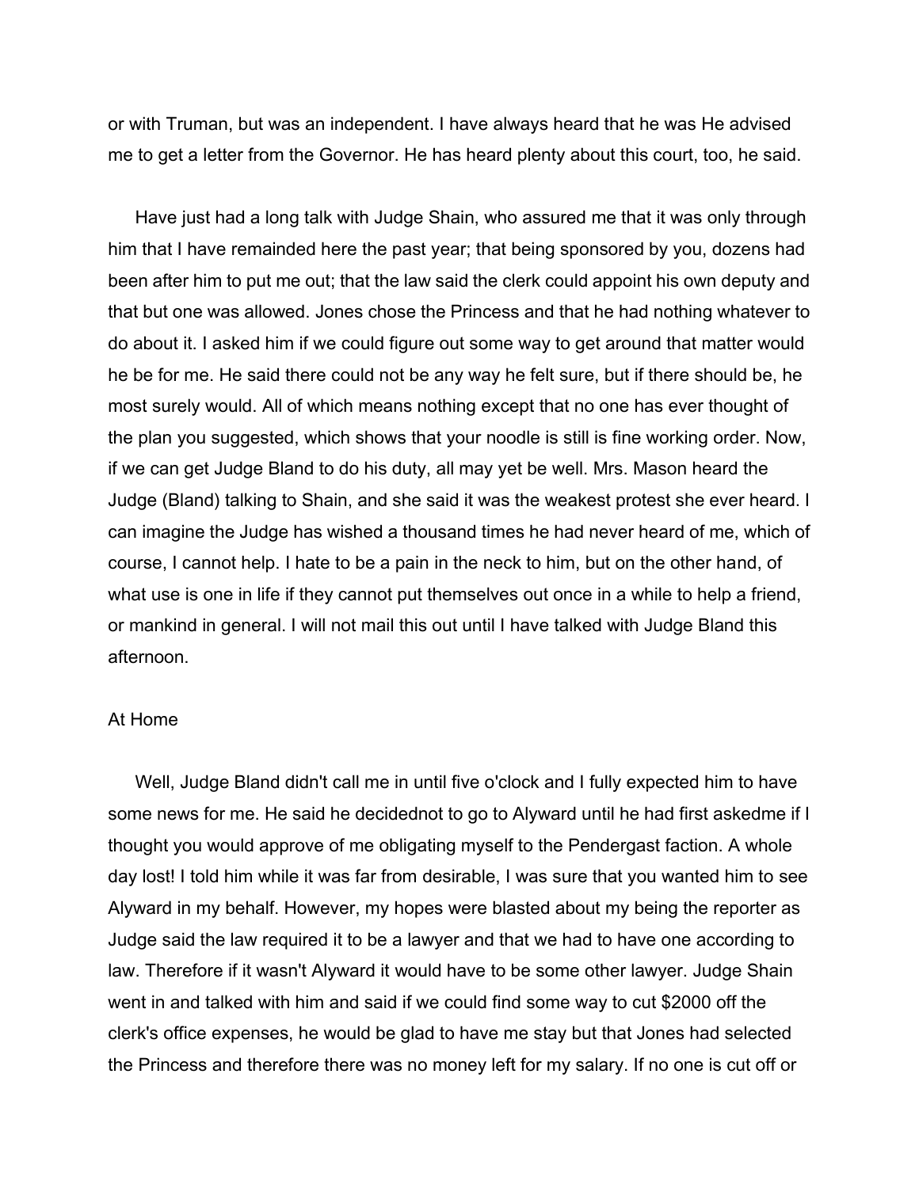or with Truman, but was an independent. I have always heard that he was He advised me to get a letter from the Governor. He has heard plenty about this court, too, he said.

Have just had a long talk with Judge Shain, who assured me that it was only through him that I have remainded here the past year; that being sponsored by you, dozens had been after him to put me out; that the law said the clerk could appoint his own deputy and that but one was allowed. Jones chose the Princess and that he had nothing whatever to do about it. I asked him if we could figure out some way to get around that matter would he be for me. He said there could not be any way he felt sure, but if there should be, he most surely would. All of which means nothing except that no one has ever thought of the plan you suggested, which shows that your noodle is still is fine working order. Now, if we can get Judge Bland to do his duty, all may yet be well. Mrs. Mason heard the Judge (Bland) talking to Shain, and she said it was the weakest protest she ever heard. I can imagine the Judge has wished a thousand times he had never heard of me, which of course, I cannot help. I hate to be a pain in the neck to him, but on the other hand, of what use is one in life if they cannot put themselves out once in a while to help a friend, or mankind in general. I will not mail this out until I have talked with Judge Bland this afternoon.

At Home

Well, Judge Bland didn't call me in until five o'clock and I fully expected him to have some news for me. He said he decidednot to go to Alyward until he had first askedme if I thought you would approve of me obligating myself to the Pendergast faction. A whole day lost! I told him while it was far from desirable, I was sure that you wanted him to see Alyward in my behalf. However, my hopes were blasted about my being the reporter as Judge said the law required it to be a lawyer and that we had to have one according to law. Therefore if it wasn't Alyward it would have to be some other lawyer. Judge Shain went in and talked with him and said if we could find some way to cut $2000 off the clerk's office expenses, he would be glad to have me stay but that Jones had selected the Princess and therefore there was no money left for my salary. If no one is cut off or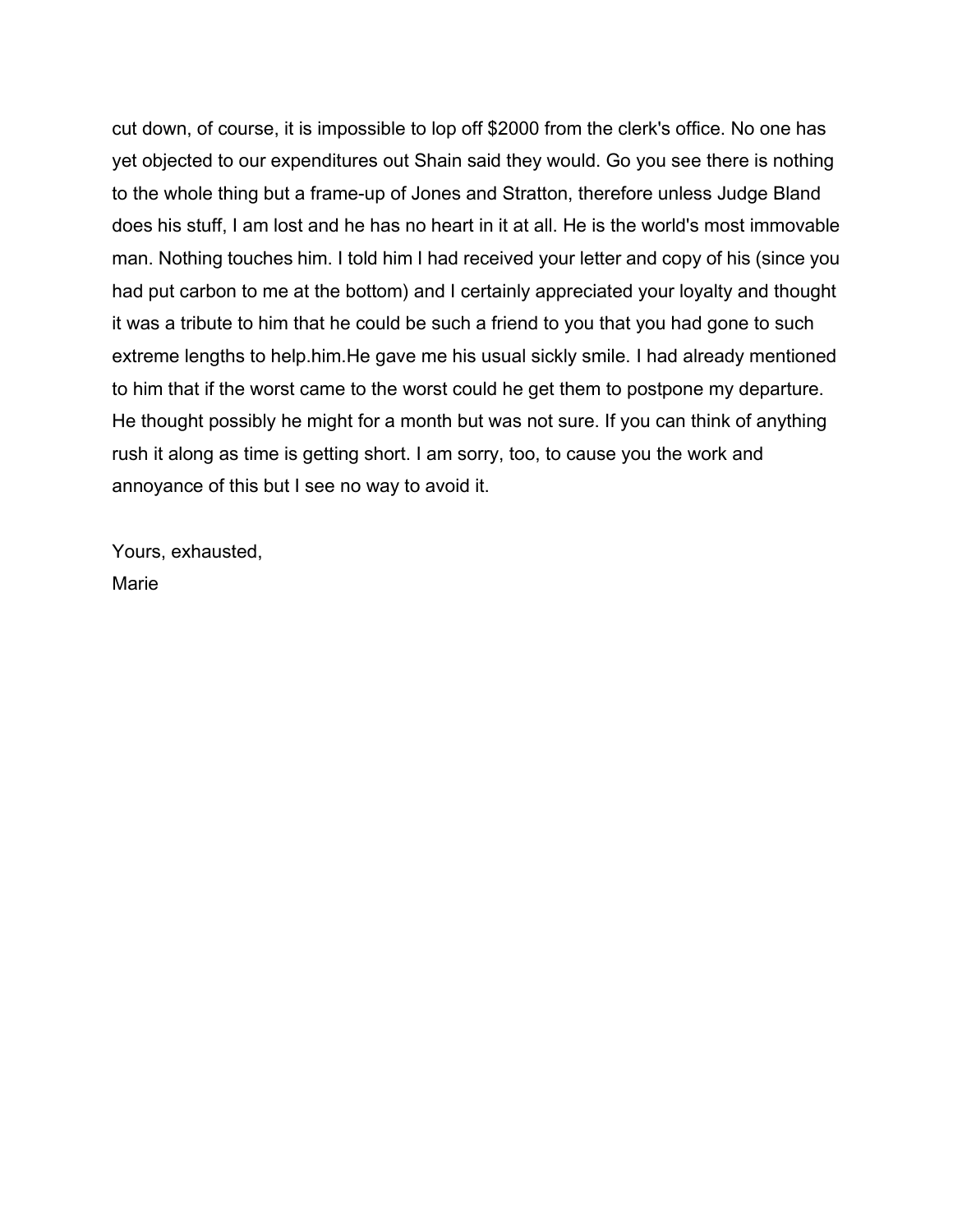cut down, of course, it is impossible to lop off $2000 from the clerk's office. No one has yet objected to our expenditures out Shain said they would. Go you see there is nothing to the whole thing but a frame-up of Jones and Stratton, therefore unless Judge Bland does his stuff, I am lost and he has no heart in it at all. He is the world's most immovable man. Nothing touches him. I told him I had received your letter and copy of his (since you had put carbon to me at the bottom) and I certainly appreciated your loyalty and thought it was a tribute to him that he could be such a friend to you that you had gone to such extreme lengths to help.him.He gave me his usual sickly smile. I had already mentioned to him that if the worst came to the worst could he get them to postpone my departure. He thought possibly he might for a month but was not sure. If you can think of anything rush it along as time is getting short. I am sorry, too, to cause you the work and annoyance of this but I see no way to avoid it.

Yours, exhausted,
Marie